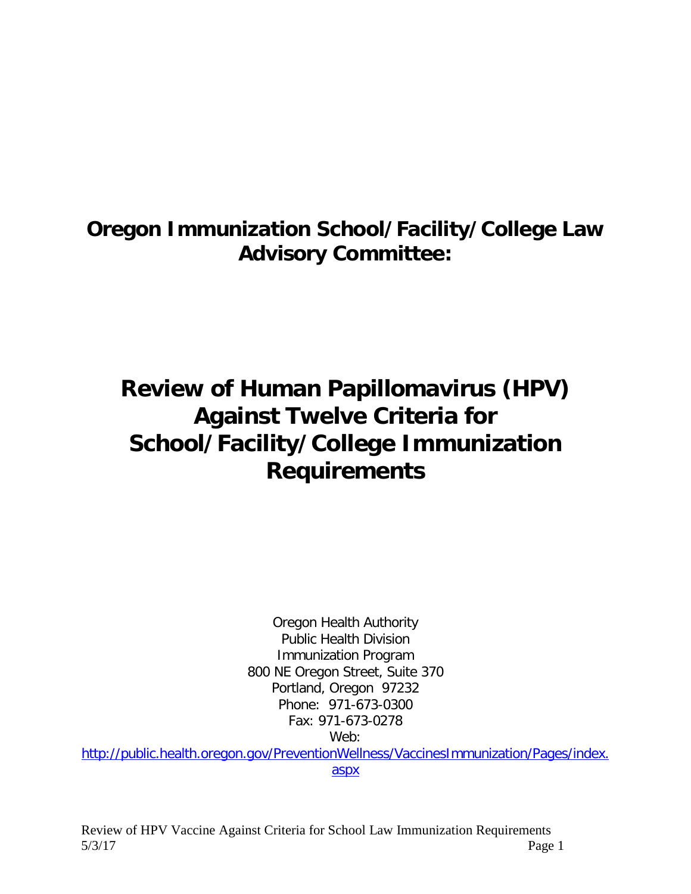# Oregon Immunization School/Facility/College Law Advisory Committee:

# Review of Human Papillomavirus (HPV) Against Twelve Criteria for School/Facility/College Immunization Requirements

Oregon Health Authority
Public Health Division
Immunization Program
800 NE Oregon Street, Suite 370
Portland, Oregon 97232
Phone: 971-673-0300
Fax: 971-673-0278
Web:
[http://public.health.oregon.gov/PreventionWellness/VaccinesImmunization/Pages/index.aspx](http://public.health.oregon.gov/PreventionWellness/VaccinesImmunization/Pages/index.aspx)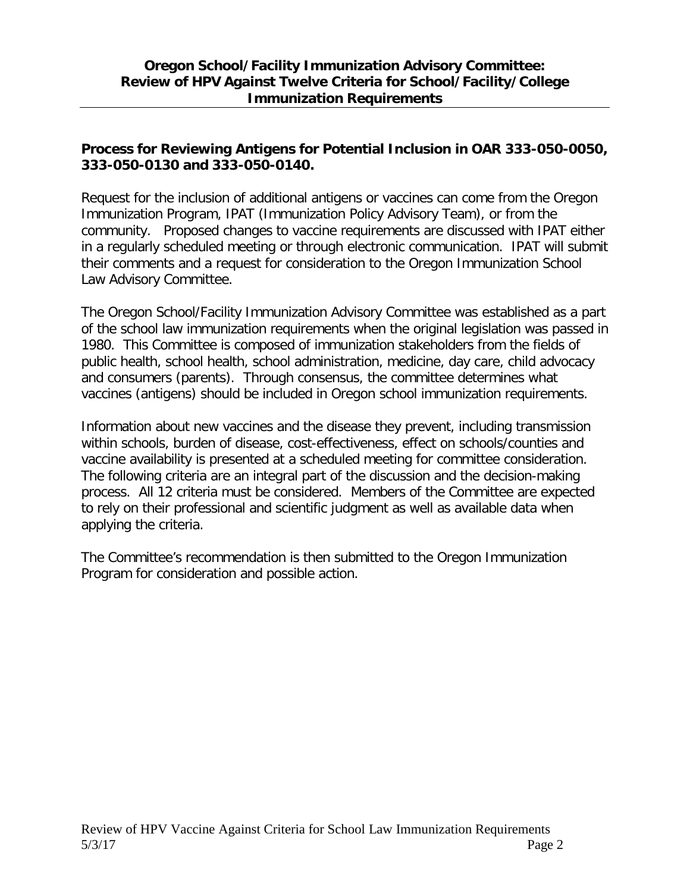# Oregon School/Facility Immunization Advisory Committee: Review of HPV Against Twelve Criteria for School/Facility/College Immunization Requirements

## Process for Reviewing Antigens for Potential Inclusion in OAR 333-050-0050, 333-050-0130 and 333-050-0140.

Request for the inclusion of additional antigens or vaccines can come from the Oregon Immunization Program, IPAT (Immunization Policy Advisory Team), or from the community. Proposed changes to vaccine requirements are discussed with IPAT either in a regularly scheduled meeting or through electronic communication. IPAT will submit their comments and a request for consideration to the Oregon Immunization School Law Advisory Committee.

The Oregon School/Facility Immunization Advisory Committee was established as a part of the school law immunization requirements when the original legislation was passed in 1980. This Committee is composed of immunization stakeholders from the fields of public health, school health, school administration, medicine, day care, child advocacy and consumers (parents). Through consensus, the committee determines what vaccines (antigens) should be included in Oregon school immunization requirements.

Information about new vaccines and the disease they prevent, including transmission within schools, burden of disease, cost-effectiveness, effect on schools/counties and vaccine availability is presented at a scheduled meeting for committee consideration. The following criteria are an integral part of the discussion and the decision-making process. All 12 criteria must be considered. Members of the Committee are expected to rely on their professional and scientific judgment as well as available data when applying the criteria.

The Committee's recommendation is then submitted to the Oregon Immunization Program for consideration and possible action.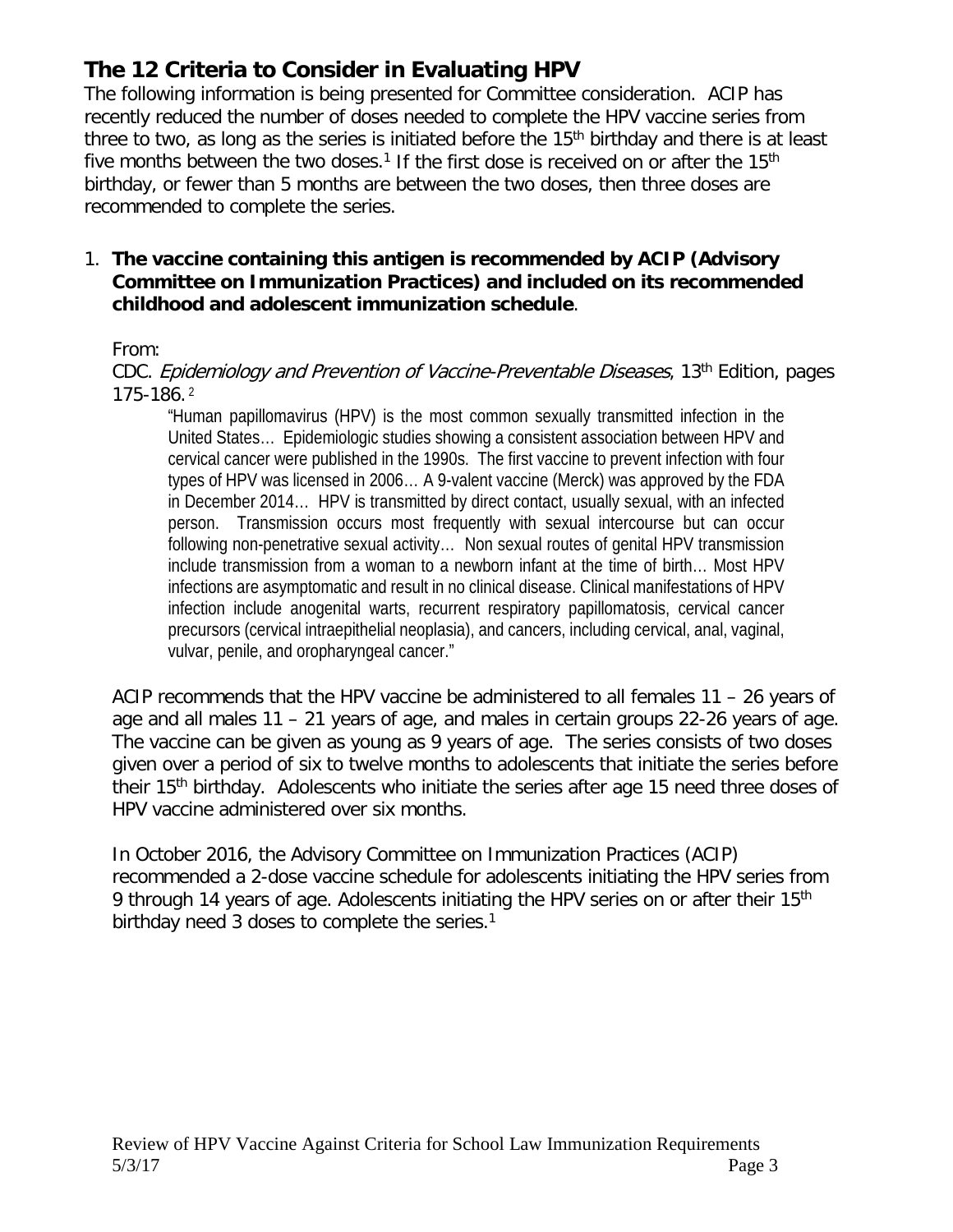## The 12 Criteria to Consider in Evaluating HPV

The following information is being presented for Committee consideration. ACIP has recently reduced the number of doses needed to complete the HPV vaccine series from three to two, as long as the series is initiated before the 15th birthday and there is at least five months between the two doses.[1] If the first dose is received on or after the 15th birthday, or fewer than 5 months are between the two doses, then three doses are recommended to complete the series.

1. **The vaccine containing this antigen is recommended by ACIP (Advisory Committee on Immunization Practices) and included on its recommended childhood and adolescent immunization schedule**.

   From:
   CDC. *Epidemiology and Prevention of Vaccine-Preventable Diseases*, 13th Edition, pages 175-186.[2]

   > "Human papillomavirus (HPV) is the most common sexually transmitted infection in the United States… Epidemiologic studies showing a consistent association between HPV and cervical cancer were published in the 1990s. The first vaccine to prevent infection with four types of HPV was licensed in 2006… A 9-valent vaccine (Merck) was approved by the FDA in December 2014… HPV is transmitted by direct contact, usually sexual, with an infected person. Transmission occurs most frequently with sexual intercourse but can occur following non-penetrative sexual activity… Non sexual routes of genital HPV transmission include transmission from a woman to a newborn infant at the time of birth… Most HPV infections are asymptomatic and result in no clinical disease. Clinical manifestations of HPV infection include anogenital warts, recurrent respiratory papillomatosis, cervical cancer precursors (cervical intraepithelial neoplasia), and cancers, including cervical, anal, vaginal, vulvar, penile, and oropharyngeal cancer."

   ACIP recommends that the HPV vaccine be administered to all females 11 – 26 years of age and all males 11 – 21 years of age, and males in certain groups 22-26 years of age. The vaccine can be given as young as 9 years of age. The series consists of two doses given over a period of six to twelve months to adolescents that initiate the series before their 15th birthday. Adolescents who initiate the series after age 15 need three doses of HPV vaccine administered over six months.

   In October 2016, the Advisory Committee on Immunization Practices (ACIP) recommended a 2-dose vaccine schedule for adolescents initiating the HPV series from 9 through 14 years of age. Adolescents initiating the HPV series on or after their 15th birthday need 3 doses to complete the series.[1]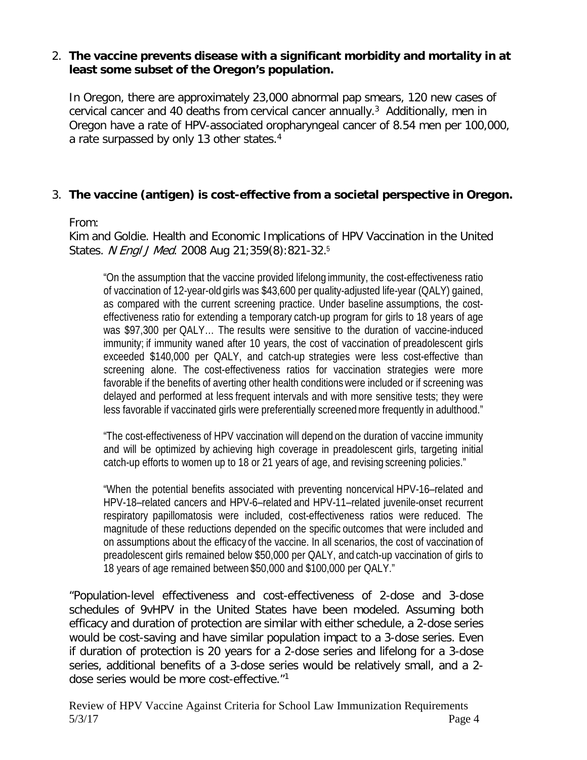2. **The vaccine prevents disease with a significant morbidity and mortality in at least some subset of the Oregon's population.**

   In Oregon, there are approximately 23,000 abnormal pap smears, 120 new cases of cervical cancer and 40 deaths from cervical cancer annually.[3] Additionally, men in Oregon have a rate of HPV-associated oropharyngeal cancer of 8.54 men per 100,000, a rate surpassed by only 13 other states.[4]

3. **The vaccine (antigen) is cost-effective from a societal perspective in Oregon.**

   From:
   Kim and Goldie. Health and Economic Implications of HPV Vaccination in the United States. *N Engl J Med*. 2008 Aug 21;359(8):821-32.[5]

   > "On the assumption that the vaccine provided lifelong immunity, the cost-effectiveness ratio of vaccination of 12-year-old girls was $43,600 per quality-adjusted life-year (QALY) gained, as compared with the current screening practice. Under baseline assumptions, the cost-effectiveness ratio for extending a temporary catch-up program for girls to 18 years of age was $97,300 per QALY… The results were sensitive to the duration of vaccine-induced immunity; if immunity waned after 10 years, the cost of vaccination of preadolescent girls exceeded $140,000 per QALY, and catch-up strategies were less cost-effective than screening alone. The cost-effectiveness ratios for vaccination strategies were more favorable if the benefits of averting other health conditions were included or if screening was delayed and performed at less frequent intervals and with more sensitive tests; they were less favorable if vaccinated girls were preferentially screened more frequently in adulthood."
   >
   > "The cost-effectiveness of HPV vaccination will depend on the duration of vaccine immunity and will be optimized by achieving high coverage in preadolescent girls, targeting initial catch-up efforts to women up to 18 or 21 years of age, and revising screening policies."
   >
   > "When the potential benefits associated with preventing noncervical HPV-16–related and HPV-18–related cancers and HPV-6–related and HPV-11–related juvenile-onset recurrent respiratory papillomatosis were included, cost-effectiveness ratios were reduced. The magnitude of these reductions depended on the specific outcomes that were included and on assumptions about the efficacy of the vaccine. In all scenarios, the cost of vaccination of preadolescent girls remained below $50,000 per QALY, and catch-up vaccination of girls to 18 years of age remained between $50,000 and $100,000 per QALY."

   "Population-level effectiveness and cost-effectiveness of 2-dose and 3-dose schedules of 9vHPV in the United States have been modeled. Assuming both efficacy and duration of protection are similar with either schedule, a 2-dose series would be cost-saving and have similar population impact to a 3-dose series. Even if duration of protection is 20 years for a 2-dose series and lifelong for a 3-dose series, additional benefits of a 3-dose series would be relatively small, and a 2-dose series would be more cost-effective."[1]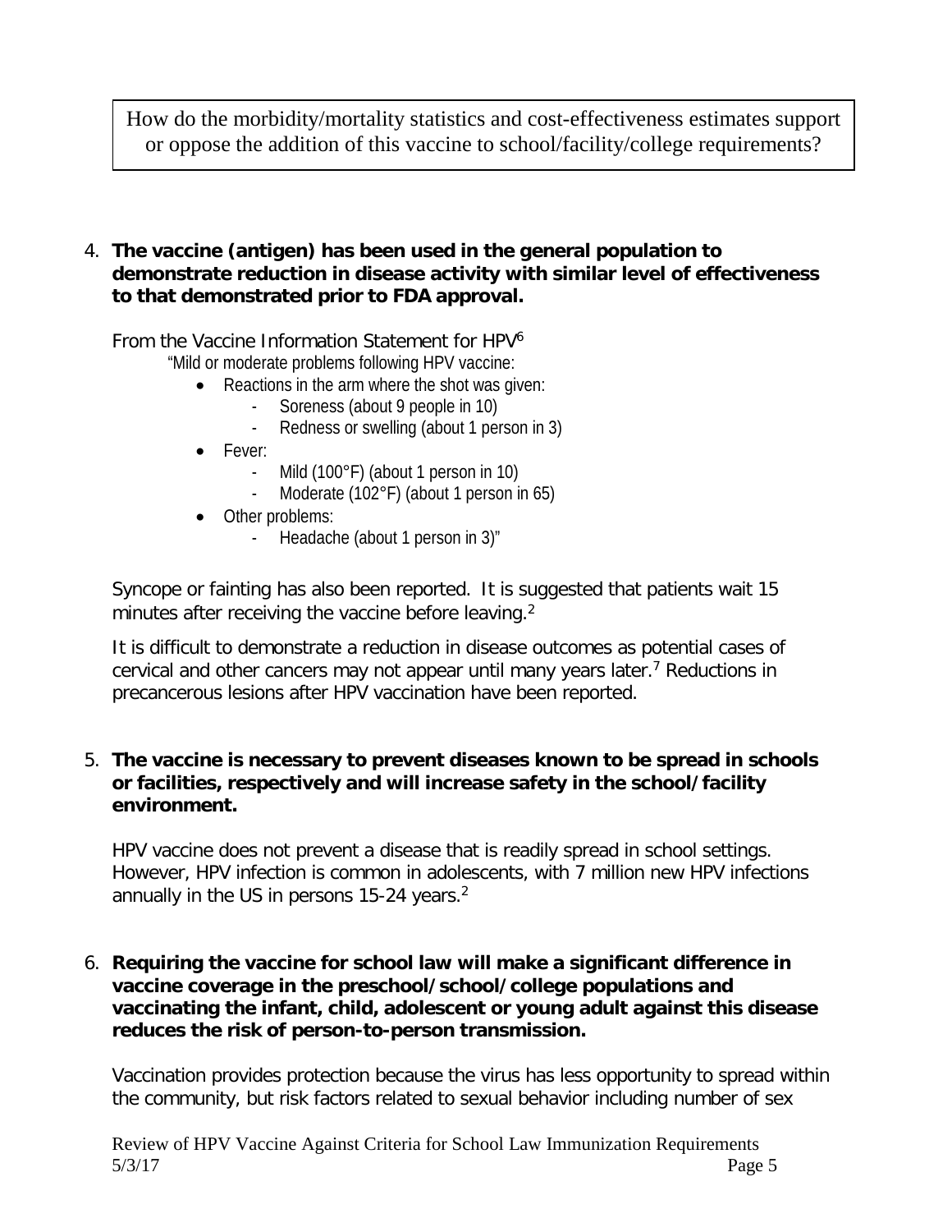How do the morbidity/mortality statistics and cost-effectiveness estimates support or oppose the addition of this vaccine to school/facility/college requirements?

4. **The vaccine (antigen) has been used in the general population to demonstrate reduction in disease activity with similar level of effectiveness to that demonstrated prior to FDA approval.**

   From the Vaccine Information Statement for HPV[6]

   "Mild or moderate problems following HPV vaccine:

   - Reactions in the arm where the shot was given:
     - Soreness (about 9 people in 10)
     - Redness or swelling (about 1 person in 3)
   - Fever:
     - Mild (100°F) (about 1 person in 10)
     - Moderate (102°F) (about 1 person in 65)
   - Other problems:
     - Headache (about 1 person in 3)"

   Syncope or fainting has also been reported. It is suggested that patients wait 15 minutes after receiving the vaccine before leaving.[2]

   It is difficult to demonstrate a reduction in disease outcomes as potential cases of cervical and other cancers may not appear until many years later.[7] Reductions in precancerous lesions after HPV vaccination have been reported.

5. **The vaccine is necessary to prevent diseases known to be spread in schools or facilities, respectively and will increase safety in the school/facility environment.**

   HPV vaccine does not prevent a disease that is readily spread in school settings. However, HPV infection is common in adolescents, with 7 million new HPV infections annually in the US in persons 15-24 years.[2]

6. **Requiring the vaccine for school law will make a significant difference in vaccine coverage in the preschool/school/college populations and vaccinating the infant, child, adolescent or young adult against this disease reduces the risk of person-to-person transmission.**

   Vaccination provides protection because the virus has less opportunity to spread within the community, but risk factors related to sexual behavior including number of sex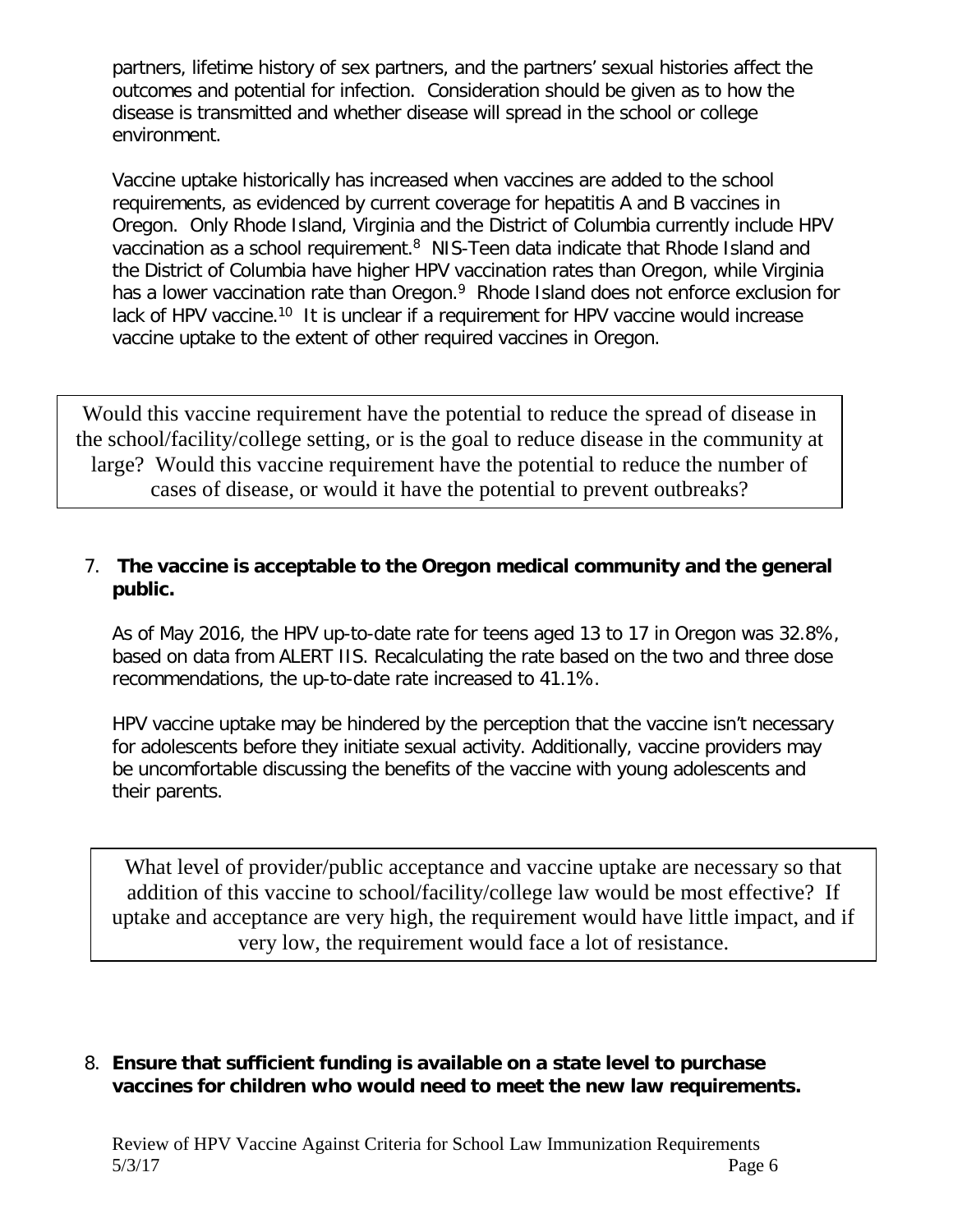partners, lifetime history of sex partners, and the partners' sexual histories affect the outcomes and potential for infection. Consideration should be given as to how the disease is transmitted and whether disease will spread in the school or college environment.

Vaccine uptake historically has increased when vaccines are added to the school requirements, as evidenced by current coverage for hepatitis A and B vaccines in Oregon. Only Rhode Island, Virginia and the District of Columbia currently include HPV vaccination as a school requirement.[8] NIS-Teen data indicate that Rhode Island and the District of Columbia have higher HPV vaccination rates than Oregon, while Virginia has a lower vaccination rate than Oregon.[9] Rhode Island does not enforce exclusion for lack of HPV vaccine.[10] It is unclear if a requirement for HPV vaccine would increase vaccine uptake to the extent of other required vaccines in Oregon.

> Would this vaccine requirement have the potential to reduce the spread of disease in the school/facility/college setting, or is the goal to reduce disease in the community at large? Would this vaccine requirement have the potential to reduce the number of cases of disease, or would it have the potential to prevent outbreaks?

7. **The vaccine is acceptable to the Oregon medical community and the general public.**

   As of May 2016, the HPV up-to-date rate for teens aged 13 to 17 in Oregon was 32.8%, based on data from ALERT IIS. Recalculating the rate based on the two and three dose recommendations, the up-to-date rate increased to 41.1%.

   HPV vaccine uptake may be hindered by the perception that the vaccine isn't necessary for adolescents before they initiate sexual activity. Additionally, vaccine providers may be uncomfortable discussing the benefits of the vaccine with young adolescents and their parents.

> What level of provider/public acceptance and vaccine uptake are necessary so that addition of this vaccine to school/facility/college law would be most effective? If uptake and acceptance are very high, the requirement would have little impact, and if very low, the requirement would face a lot of resistance.

8. **Ensure that sufficient funding is available on a state level to purchase vaccines for children who would need to meet the new law requirements.**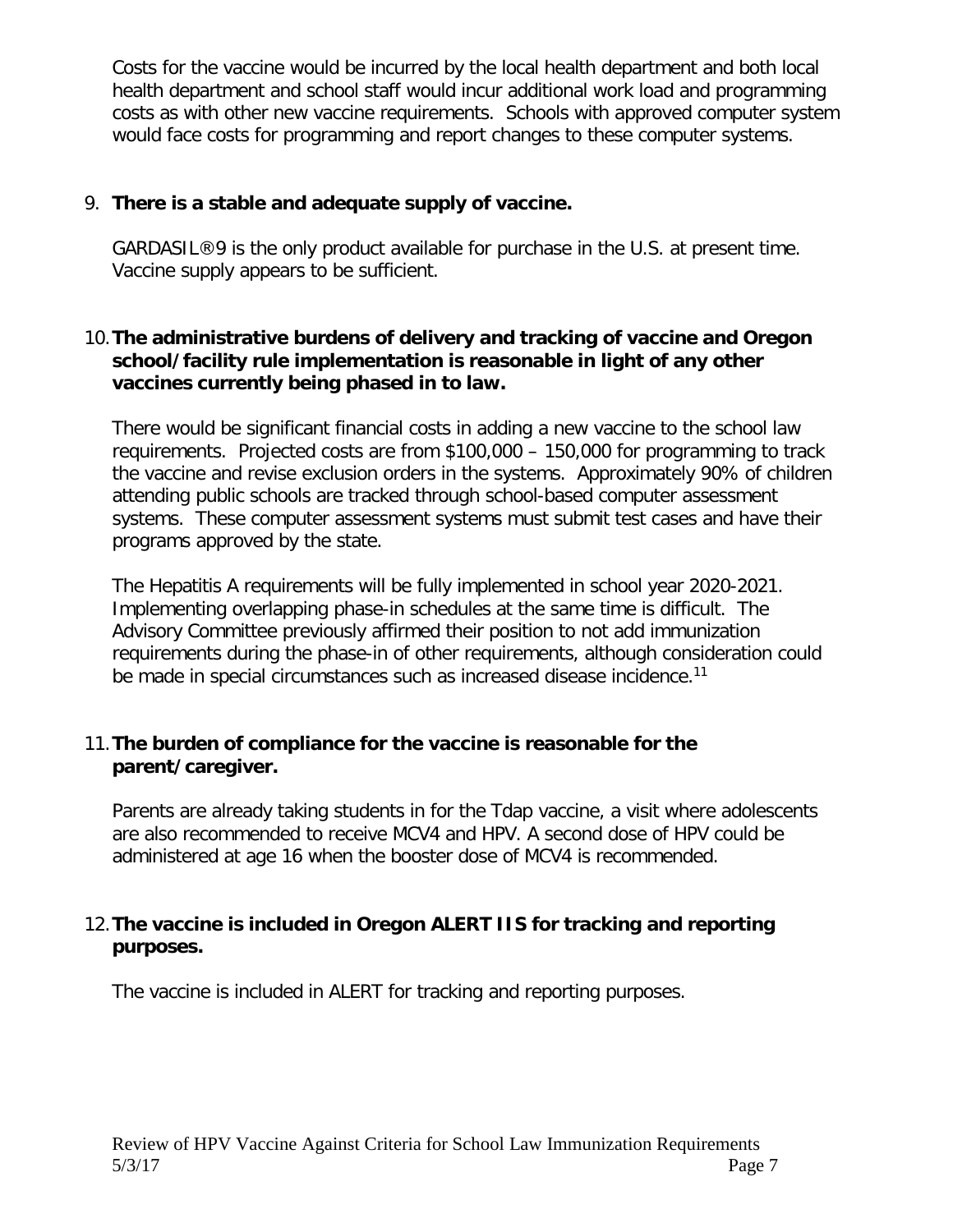Costs for the vaccine would be incurred by the local health department and both local health department and school staff would incur additional work load and programming costs as with other new vaccine requirements. Schools with approved computer system would face costs for programming and report changes to these computer systems.

9. **There is a stable and adequate supply of vaccine.**

   GARDASIL®9 is the only product available for purchase in the U.S. at present time. Vaccine supply appears to be sufficient.

10. **The administrative burdens of delivery and tracking of vaccine and Oregon school/facility rule implementation is reasonable in light of any other vaccines currently being phased in to law.**

    There would be significant financial costs in adding a new vaccine to the school law requirements. Projected costs are from $100,000 – 150,000 for programming to track the vaccine and revise exclusion orders in the systems. Approximately 90% of children attending public schools are tracked through school-based computer assessment systems. These computer assessment systems must submit test cases and have their programs approved by the state.

    The Hepatitis A requirements will be fully implemented in school year 2020-2021. Implementing overlapping phase-in schedules at the same time is difficult. The Advisory Committee previously affirmed their position to not add immunization requirements during the phase-in of other requirements, although consideration could be made in special circumstances such as increased disease incidence.[11]

11. **The burden of compliance for the vaccine is reasonable for the parent/caregiver.**

    Parents are already taking students in for the Tdap vaccine, a visit where adolescents are also recommended to receive MCV4 and HPV. A second dose of HPV could be administered at age 16 when the booster dose of MCV4 is recommended.

12. **The vaccine is included in Oregon ALERT IIS for tracking and reporting purposes.**

    The vaccine is included in ALERT for tracking and reporting purposes.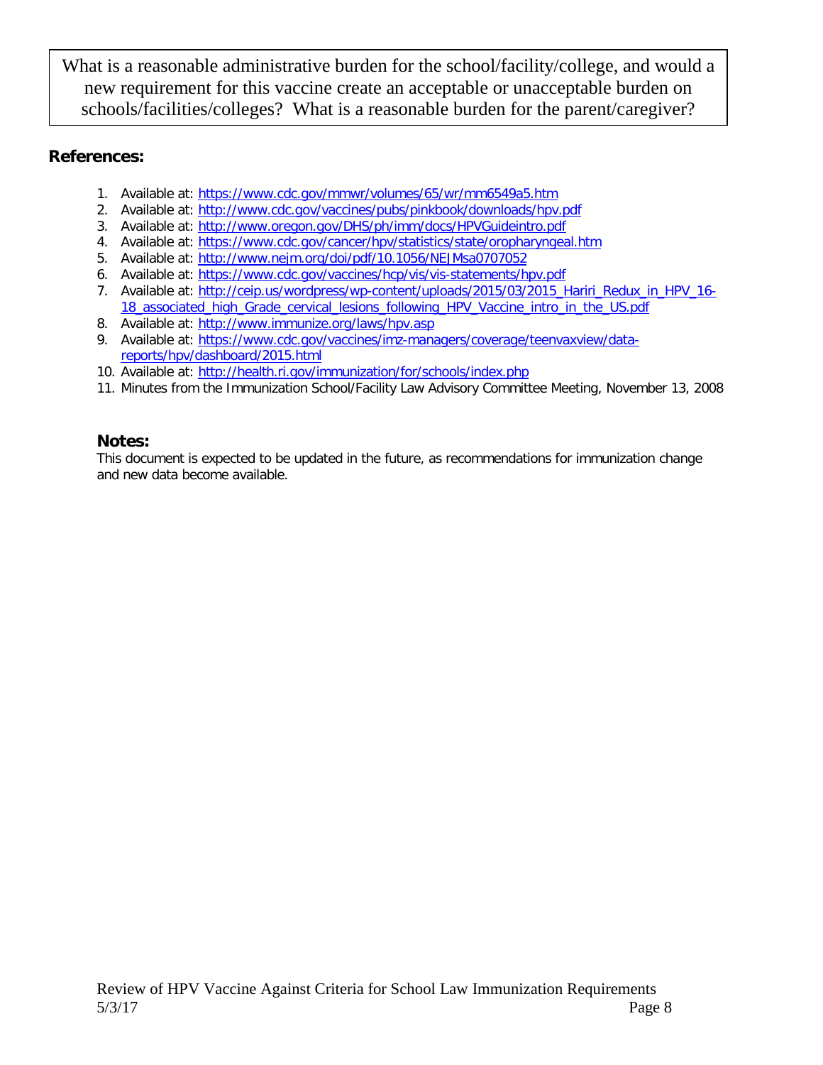What is a reasonable administrative burden for the school/facility/college, and would a new requirement for this vaccine create an acceptable or unacceptable burden on schools/facilities/colleges? What is a reasonable burden for the parent/caregiver?

**References:**

1. Available at: https://www.cdc.gov/mmwr/volumes/65/wr/mm6549a5.htm
2. Available at: http://www.cdc.gov/vaccines/pubs/pinkbook/downloads/hpv.pdf
3. Available at: http://www.oregon.gov/DHS/ph/imm/docs/HPVGuideintro.pdf
4. Available at: https://www.cdc.gov/cancer/hpv/statistics/state/oropharyngeal.htm
5. Available at: http://www.nejm.org/doi/pdf/10.1056/NEJMsa0707052
6. Available at: https://www.cdc.gov/vaccines/hcp/vis/vis-statements/hpv.pdf
7. Available at: http://ceip.us/wordpress/wp-content/uploads/2015/03/2015_Hariri_Redux_in_HPV_16-18_associated_high_Grade_cervical_lesions_following_HPV_Vaccine_intro_in_the_US.pdf
8. Available at: http://www.immunize.org/laws/hpv.asp
9. Available at: https://www.cdc.gov/vaccines/imz-managers/coverage/teenvaxview/data-reports/hpv/dashboard/2015.html
10. Available at: http://health.ri.gov/immunization/for/schools/index.php
11. Minutes from the Immunization School/Facility Law Advisory Committee Meeting, November 13, 2008

**Notes:**

This document is expected to be updated in the future, as recommendations for immunization change and new data become available.